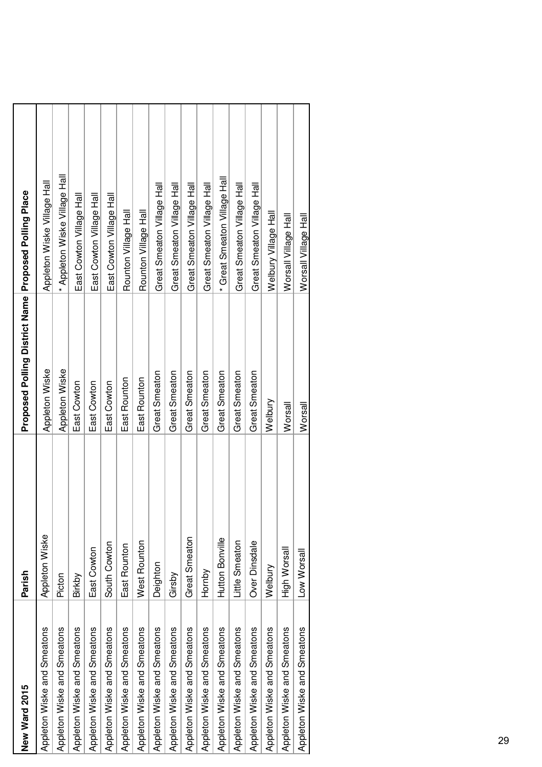| New Ward 2015 | Parish | Proposed Polling District Name | Proposed Polling Place |
|---|---|---|---|
| Appleton Wiske and Smeatons | Appleton Wiske | Appleton Wiske | Appleton Wiske Village Hall |
| Appleton Wiske and Smeatons | Picton | Appleton Wiske | * Appleton Wiske Village Hall |
| Appleton Wiske and Smeatons | Birkby | East Cowton | East Cowton Village Hall |
| Appleton Wiske and Smeatons | East Cowton | East Cowton | East Cowton Village Hall |
| Appleton Wiske and Smeatons | South Cowton | East Cowton | East Cowton Village Hall |
| Appleton Wiske and Smeatons | East Rounton | East Rounton | Rounton Village Hall |
| Appleton Wiske and Smeatons | West Rounton | East Rounton | Rounton Village Hall |
| Appleton Wiske and Smeatons | Deighton | Great Smeaton | Great Smeaton Village Hall |
| Appleton Wiske and Smeatons | Girsby | Great Smeaton | Great Smeaton Village Hall |
| Appleton Wiske and Smeatons | Great Smeaton | Great Smeaton | Great Smeaton Village Hall |
| Appleton Wiske and Smeatons | Hornby | Great Smeaton | Great Smeaton Village Hall |
| Appleton Wiske and Smeatons | Hutton Bonville | Great Smeaton | * Great Smeaton Village Hall |
| Appleton Wiske and Smeatons | Little Smeaton | Great Smeaton | Great Smeaton Village Hall |
| Appleton Wiske and Smeatons | Over Dinsdale | Great Smeaton | Great Smeaton Village Hall |
| Appleton Wiske and Smeatons | Welbury | Welbury | Welbury Village Hall |
| Appleton Wiske and Smeatons | High Worsall | Worsall | Worsall Village Hall |
| Appleton Wiske and Smeatons | Low Worsall | Worsall | Worsall Village Hall |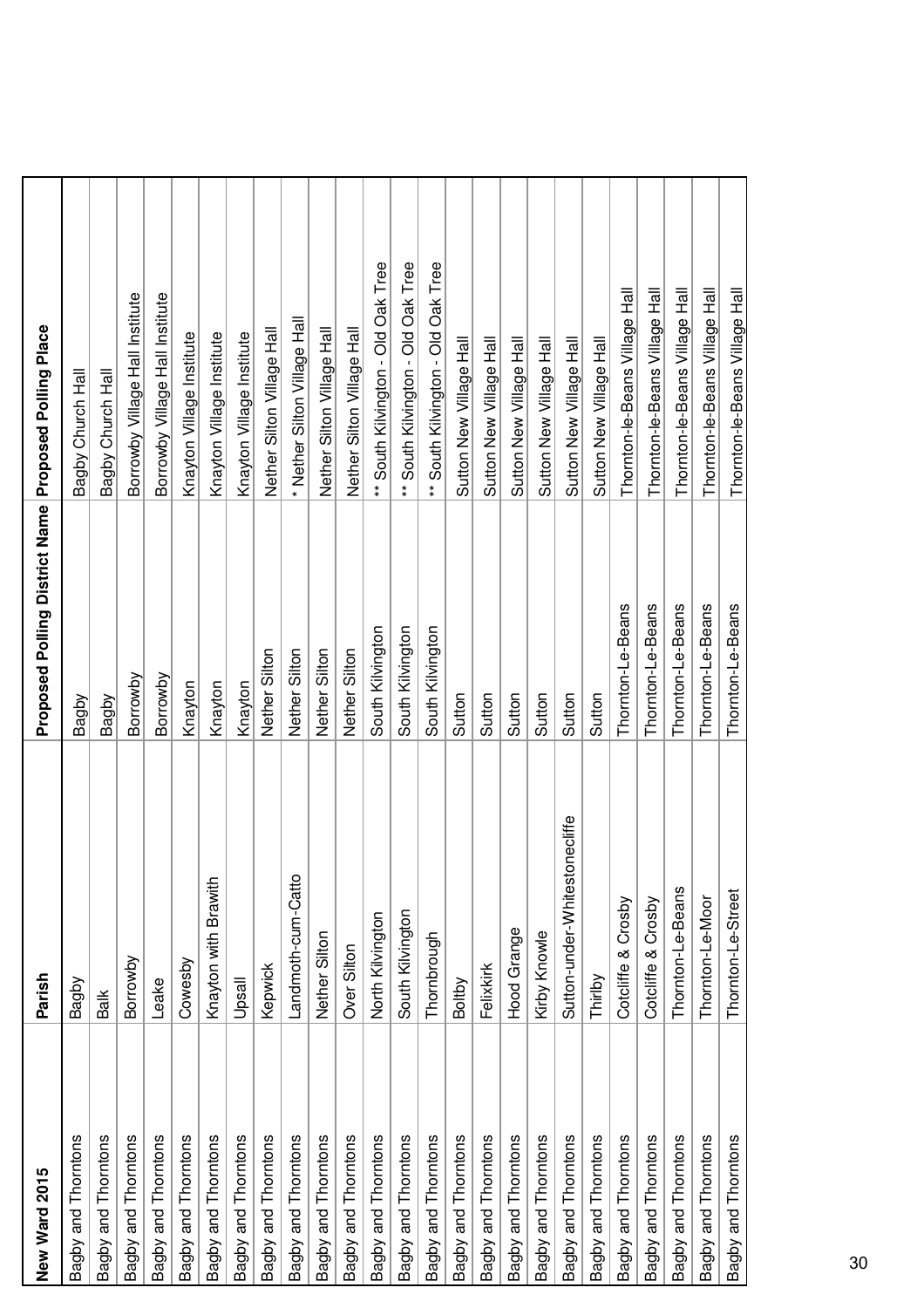| New Ward 2015 | Parish | Proposed Polling District Name | Proposed Polling Place |
|---|---|---|---|
| Bagby and Thorntons | Bagby | Bagby | Bagby Church Hall |
| Bagby and Thorntons | Balk | Bagby | Bagby Church Hall |
| Bagby and Thorntons | Borrowby | Borrowby | Borrowby Village Hall Institute |
| Bagby and Thorntons | Leake | Borrowby | Borrowby Village Hall Institute |
| Bagby and Thorntons | Cowesby | Knayton | Knayton Village Institute |
| Bagby and Thorntons | Knayton with Brawith | Knayton | Knayton Village Institute |
| Bagby and Thorntons | Upsall | Knayton | Knayton Village Institute |
| Bagby and Thorntons | Kepwick | Nether Silton | Nether Silton Village Hall |
| Bagby and Thorntons | Landmoth-cum-Catto | Nether Silton | * Nether Silton Village Hall |
| Bagby and Thorntons | Nether Silton | Nether Silton | Nether Silton Village Hall |
| Bagby and Thorntons | Over Silton | Nether Silton | Nether Silton Village Hall |
| Bagby and Thorntons | North Kilvington | South Kilvington | ** South Kilvington - Old Oak Tree |
| Bagby and Thorntons | South Kilvington | South Kilvington | ** South Kilvington - Old Oak Tree |
| Bagby and Thorntons | Thornbrough | South Kilvington | ** South Kilvington - Old Oak Tree |
| Bagby and Thorntons | Boltby | Sutton | Sutton New Village Hall |
| Bagby and Thorntons | Felixkirk | Sutton | Sutton New Village Hall |
| Bagby and Thorntons | Hood Grange | Sutton | Sutton New Village Hall |
| Bagby and Thorntons | Kirby Knowle | Sutton | Sutton New Village Hall |
| Bagby and Thorntons | Sutton-under-Whitestonecliffe | Sutton | Sutton New Village Hall |
| Bagby and Thorntons | Thirlby | Sutton | Sutton New Village Hall |
| Bagby and Thorntons | Cotcliffe & Crosby | Thornton-Le-Beans | Thornton-le-Beans Village Hall |
| Bagby and Thorntons | Cotcliffe & Crosby | Thornton-Le-Beans | Thornton-le-Beans Village Hall |
| Bagby and Thorntons | Thornton-Le-Beans | Thornton-Le-Beans | Thornton-le-Beans Village Hall |
| Bagby and Thorntons | Thornton-Le-Moor | Thornton-Le-Beans | Thornton-le-Beans Village Hall |
| Bagby and Thorntons | Thornton-Le-Street | Thornton-Le-Beans | Thornton-le-Beans Village Hall |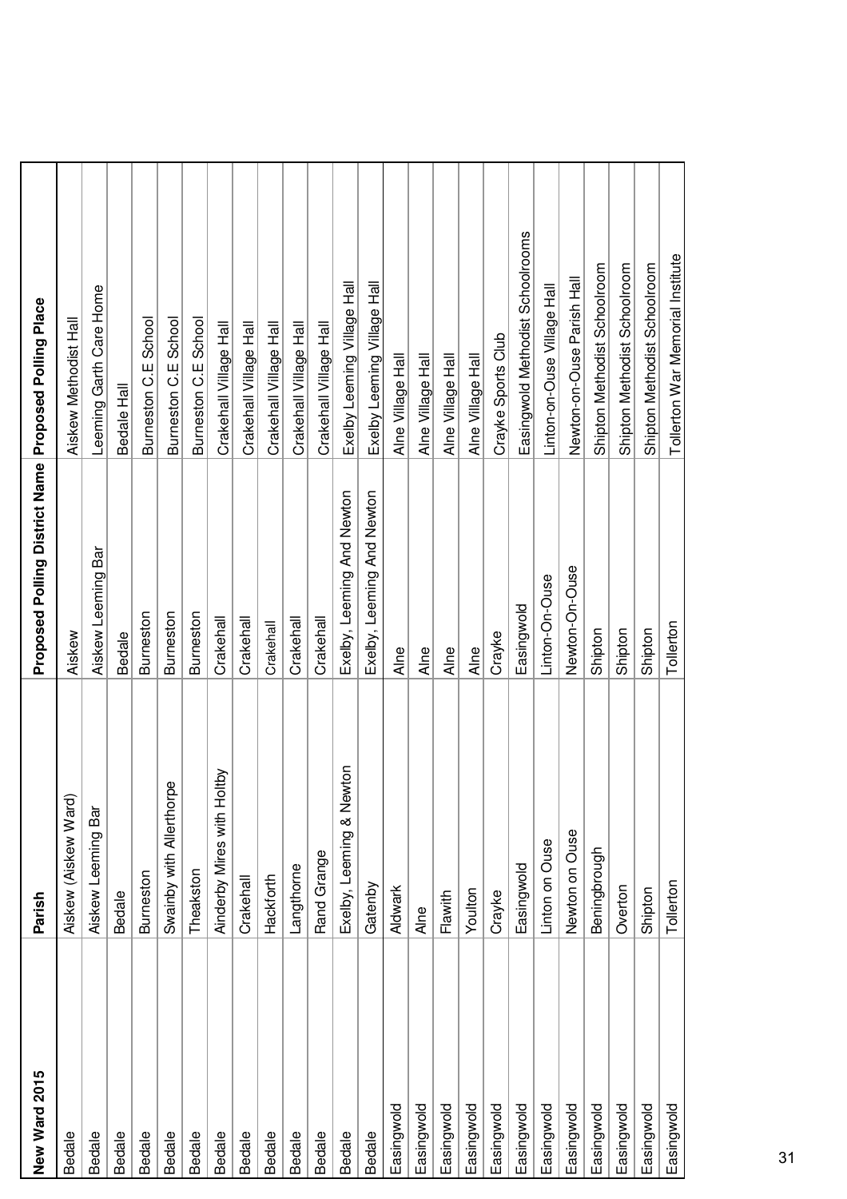| New Ward 2015 | Parish | Proposed Polling District Name | Proposed Polling Place |
|---|---|---|---|
| Bedale | Aiskew (Aiskew Ward) | Aiskew | Aiskew Methodist Hall |
| Bedale | Aiskew Leeming Bar | Aiskew Leeming Bar | Leeming Garth Care Home |
| Bedale | Bedale | Bedale | Bedale Hall |
| Bedale | Burneston | Burneston | Burneston C.E School |
| Bedale | Swainby with Allerthorpe | Burneston | Burneston C.E School |
| Bedale | Theakston | Burneston | Burneston C.E School |
| Bedale | Ainderby Mires with Holtby | Crakehall | Crakehall Village Hall |
| Bedale | Crakehall | Crakehall | Crakehall Village Hall |
| Bedale | Hackforth | Crakehall | Crakehall Village Hall |
| Bedale | Langthorne | Crakehall | Crakehall Village Hall |
| Bedale | Rand Grange | Crakehall | Crakehall Village Hall |
| Bedale | Exelby, Leeming & Newton | Exelby, Leeming And Newton | Exelby Leeming Village Hall |
| Bedale | Gatenby | Exelby, Leeming And Newton | Exelby Leeming Village Hall |
| Easingwold | Aldwark | Alne | Alne Village Hall |
| Easingwold | Alne | Alne | Alne Village Hall |
| Easingwold | Flawith | Alne | Alne Village Hall |
| Easingwold | Youlton | Alne | Alne Village Hall |
| Easingwold | Crayke | Crayke | Crayke Sports Club |
| Easingwold | Easingwold | Easingwold | Easingwold Methodist Schoolrooms |
| Easingwold | Linton on Ouse | Linton-On-Ouse | Linton-on-Ouse Village Hall |
| Easingwold | Newton on Ouse | Newton-On-Ouse | Newton-on-Ouse Parish Hall |
| Easingwold | Beningbrough | Shipton | Shipton Methodist Schoolroom |
| Easingwold | Overton | Shipton | Shipton Methodist Schoolroom |
| Easingwold | Shipton | Shipton | Shipton Methodist Schoolroom |
| Easingwold | Tollerton | Tollerton | Tollerton War Memorial Institute |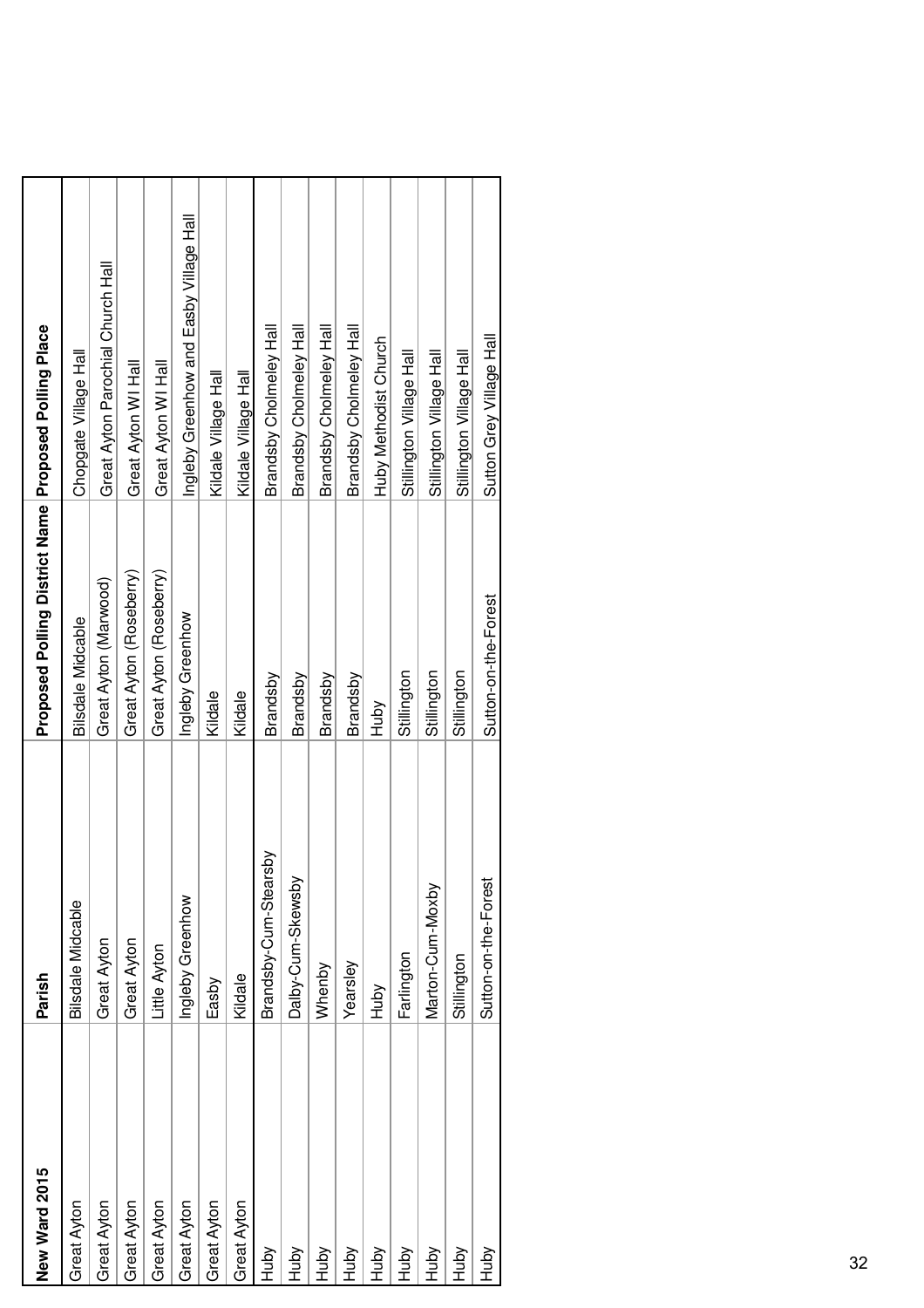| New Ward 2015 | Parish | Proposed Polling District Name | Proposed Polling Place |
|---|---|---|---|
| Great Ayton | Bilsdale Midcable | Bilsdale Midcable | Chopgate Village Hall |
| Great Ayton | Great Ayton | Great Ayton (Marwood) | Great Ayton Parochial Church Hall |
| Great Ayton | Great Ayton | Great Ayton (Roseberry) | Great Ayton WI Hall |
| Great Ayton | Little Ayton | Great Ayton (Roseberry) | Great Ayton WI Hall |
| Great Ayton | Ingleby Greenhow | Ingleby Greenhow | Ingleby Greenhow and Easby Village Hall |
| Great Ayton | Easby | Kildale | Kildale Village Hall |
| Great Ayton | Kildale | Kildale | Kildale Village Hall |
| Huby | Brandsby-Cum-Stearsby | Brandsby | Brandsby Cholmeley Hall |
| Huby | Dalby-Cum-Skewsby | Brandsby | Brandsby Cholmeley Hall |
| Huby | Whenby | Brandsby | Brandsby Cholmeley Hall |
| Huby | Yearsley | Brandsby | Brandsby Cholmeley Hall |
| Huby | Huby | Huby | Huby Methodist Church |
| Huby | Farlington | Stillington | Stillington Village Hall |
| Huby | Marton-Cum-Moxby | Stillington | Stillington Village Hall |
| Huby | Stillington | Stillington | Stillington Village Hall |
| Huby | Sutton-on-the-Forest | Sutton-on-the-Forest | Sutton Grey Village Hall |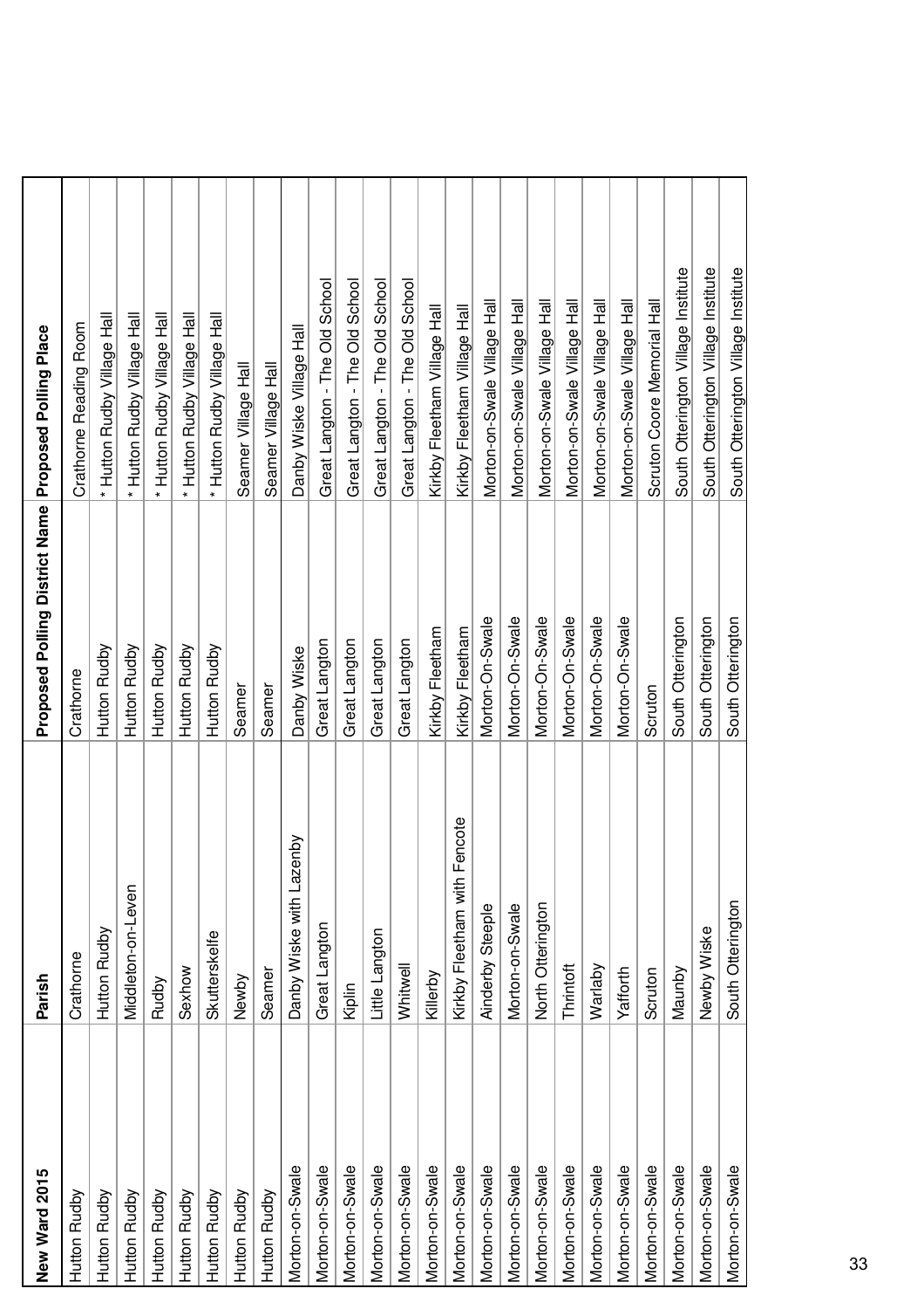| New Ward 2015 | Parish | Proposed Polling District Name | Proposed Polling Place |
| --- | --- | --- | --- |
| Hutton Rudby | Crathorne | Crathorne | Crathorne Reading Room |
| Hutton Rudby | Hutton Rudby | Hutton Rudby | * Hutton Rudby Village Hall |
| Hutton Rudby | Middleton-on-Leven | Hutton Rudby | * Hutton Rudby Village Hall |
| Hutton Rudby | Rudby | Hutton Rudby | * Hutton Rudby Village Hall |
| Hutton Rudby | Sexhow | Hutton Rudby | * Hutton Rudby Village Hall |
| Hutton Rudby | Skutterskelfe | Hutton Rudby | * Hutton Rudby Village Hall |
| Hutton Rudby | Newby | Seamer | Seamer Village Hall |
| Hutton Rudby | Seamer | Seamer | Seamer Village Hall |
| Morton-on-Swale | Danby Wiske with Lazenby | Danby Wiske | Danby Wiske Village Hall |
| Morton-on-Swale | Great Langton | Great Langton | Great Langton - The Old School |
| Morton-on-Swale | Kiplin | Great Langton | Great Langton - The Old School |
| Morton-on-Swale | Little Langton | Great Langton | Great Langton - The Old School |
| Morton-on-Swale | Whitwell | Great Langton | Great Langton - The Old School |
| Morton-on-Swale | Killerby | Kirkby Fleetham | Kirkby Fleetham Village Hall |
| Morton-on-Swale | Kirkby Fleetham with Fencote | Kirkby Fleetham | Kirkby Fleetham Village Hall |
| Morton-on-Swale | Ainderby Steeple | Morton-On-Swale | Morton-on-Swale Village Hall |
| Morton-on-Swale | Morton-on-Swale | Morton-On-Swale | Morton-on-Swale Village Hall |
| Morton-on-Swale | North Otterington | Morton-On-Swale | Morton-on-Swale Village Hall |
| Morton-on-Swale | Thrintoft | Morton-On-Swale | Morton-on-Swale Village Hall |
| Morton-on-Swale | Warlaby | Morton-On-Swale | Morton-on-Swale Village Hall |
| Morton-on-Swale | Yafforth | Morton-On-Swale | Morton-on-Swale Village Hall |
| Morton-on-Swale | Scruton | Scruton | Scruton Coore Memorial Hall |
| Morton-on-Swale | Maunby | South Otterington | South Otterington Village Institute |
| Morton-on-Swale | Newby Wiske | South Otterington | South Otterington Village Institute |
| Morton-on-Swale | South Otterington | South Otterington | South Otterington Village Institute |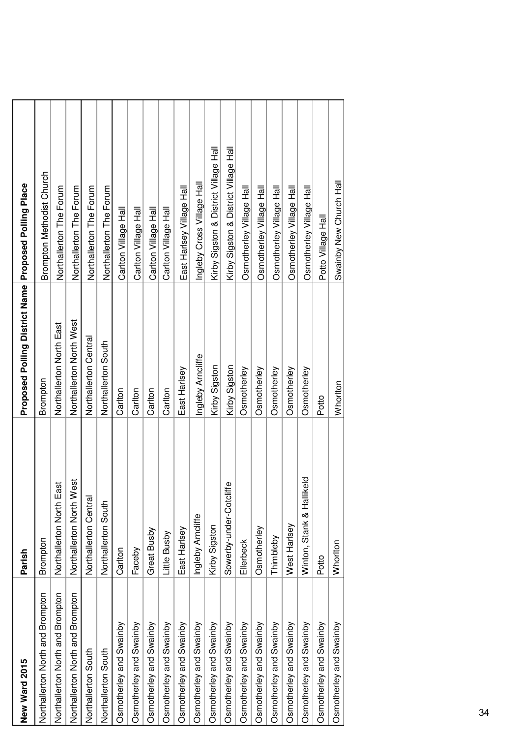| New Ward 2015 | Parish | Proposed Polling District Name | Proposed Polling Place |
|---|---|---|---|
| Northallerton North and Brompton | Brompton | Brompton | Brompton Methodist Church |
| Northallerton North and Brompton | Northallerton North East | Northallerton North East | Northallerton The Forum |
| Northallerton North and Brompton | Northallerton North West | Northallerton North West | Northallerton The Forum |
| Northallerton South | Northallerton Central | Northallerton Central | Northallerton The Forum |
| Northallerton South | Northallerton South | Northallerton South | Northallerton The Forum |
| Osmotherley and Swainby | Carlton | Carlton | Carlton Village Hall |
| Osmotherley and Swainby | Faceby | Carlton | Carlton Village Hall |
| Osmotherley and Swainby | Great Busby | Carlton | Carlton Village Hall |
| Osmotherley and Swainby | Little Busby | Carlton | Carlton Village Hall |
| Osmotherley and Swainby | East Harlsey | East Harlsey | East Harlsey Village Hall |
| Osmotherley and Swainby | Ingleby Arncliffe | Ingleby Arncliffe | Ingleby Cross Village Hall |
| Osmotherley and Swainby | Kirby Sigston | Kirby Sigston | Kirby Sigston & District Village Hall |
| Osmotherley and Swainby | Sowerby-under-Cotcliffe | Kirby Sigston | Kirby Sigston & District Village Hall |
| Osmotherley and Swainby | Ellerbeck | Osmotherley | Osmotherley Village Hall |
| Osmotherley and Swainby | Osmotherley | Osmotherley | Osmotherley Village Hall |
| Osmotherley and Swainby | Thimbleby | Osmotherley | Osmotherley Village Hall |
| Osmotherley and Swainby | West Harlsey | Osmotherley | Osmotherley Village Hall |
| Osmotherley and Swainby | Winton, Stank & Hallikeld | Osmotherley | Osmotherley Village Hall |
| Osmotherley and Swainby | Potto | Potto | Potto Village Hall |
| Osmotherley and Swainby | Whorlton | Whorlton | Swainby New Church Hall |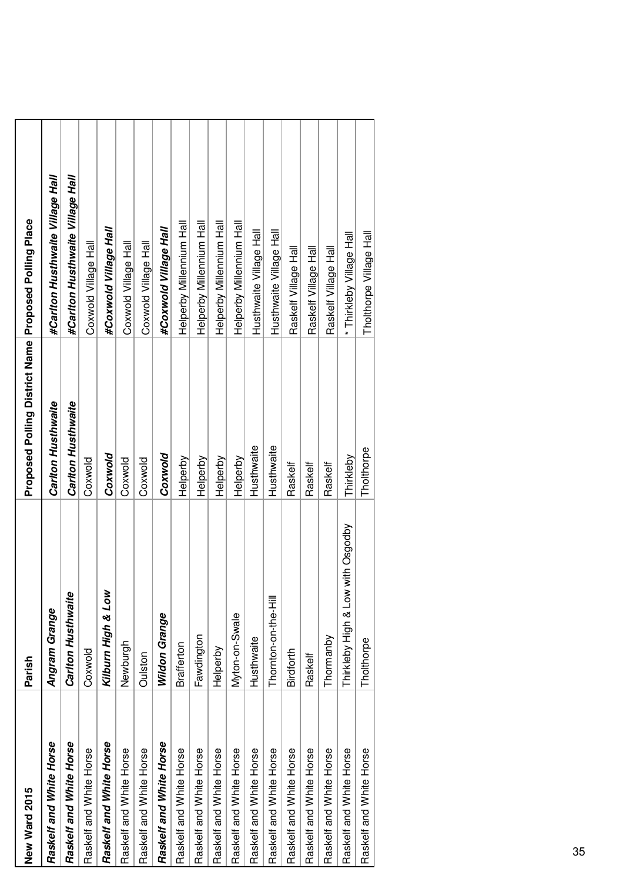| New Ward 2015 | Parish | Proposed Polling District Name | Proposed Polling Place |
|---|---|---|---|
| ***Raskelf and White Horse*** | ***Angram Grange*** | ***Carlton Husthwaite*** | ***#Carlton Husthwaite Village Hall*** |
| ***Raskelf and White Horse*** | ***Carlton Husthwaite*** | ***Carlton Husthwaite*** | ***#Carlton Husthwaite Village Hall*** |
| Raskelf and White Horse | Coxwold | Coxwold | Coxwold Village Hall |
| ***Raskelf and White Horse*** | ***Kilburn High & Low*** | ***Coxwold*** | ***#Coxwold Village Hall*** |
| Raskelf and White Horse | Newburgh | Coxwold | Coxwold Village Hall |
| Raskelf and White Horse | Oulston | Coxwold | Coxwold Village Hall |
| ***Raskelf and White Horse*** | ***Wildon Grange*** | ***Coxwold*** | ***#Coxwold Village Hall*** |
| Raskelf and White Horse | Brafferton | Helperby | Helperby Millennium Hall |
| Raskelf and White Horse | Fawdington | Helperby | Helperby Millennium Hall |
| Raskelf and White Horse | Helperby | Helperby | Helperby Millennium Hall |
| Raskelf and White Horse | Myton-on-Swale | Helperby | Helperby Millennium Hall |
| Raskelf and White Horse | Husthwaite | Husthwaite | Husthwaite Village Hall |
| Raskelf and White Horse | Thornton-on-the-Hill | Husthwaite | Husthwaite Village Hall |
| Raskelf and White Horse | Birdforth | Raskelf | Raskelf Village Hall |
| Raskelf and White Horse | Raskelf | Raskelf | Raskelf Village Hall |
| Raskelf and White Horse | Thormanby | Raskelf | Raskelf Village Hall |
| Raskelf and White Horse | Thirkleby High & Low with Osgodby | Thirkleby | * Thirkleby Village Hall |
| Raskelf and White Horse | Tholthorpe | Tholthorpe | Tholthorpe Village Hall |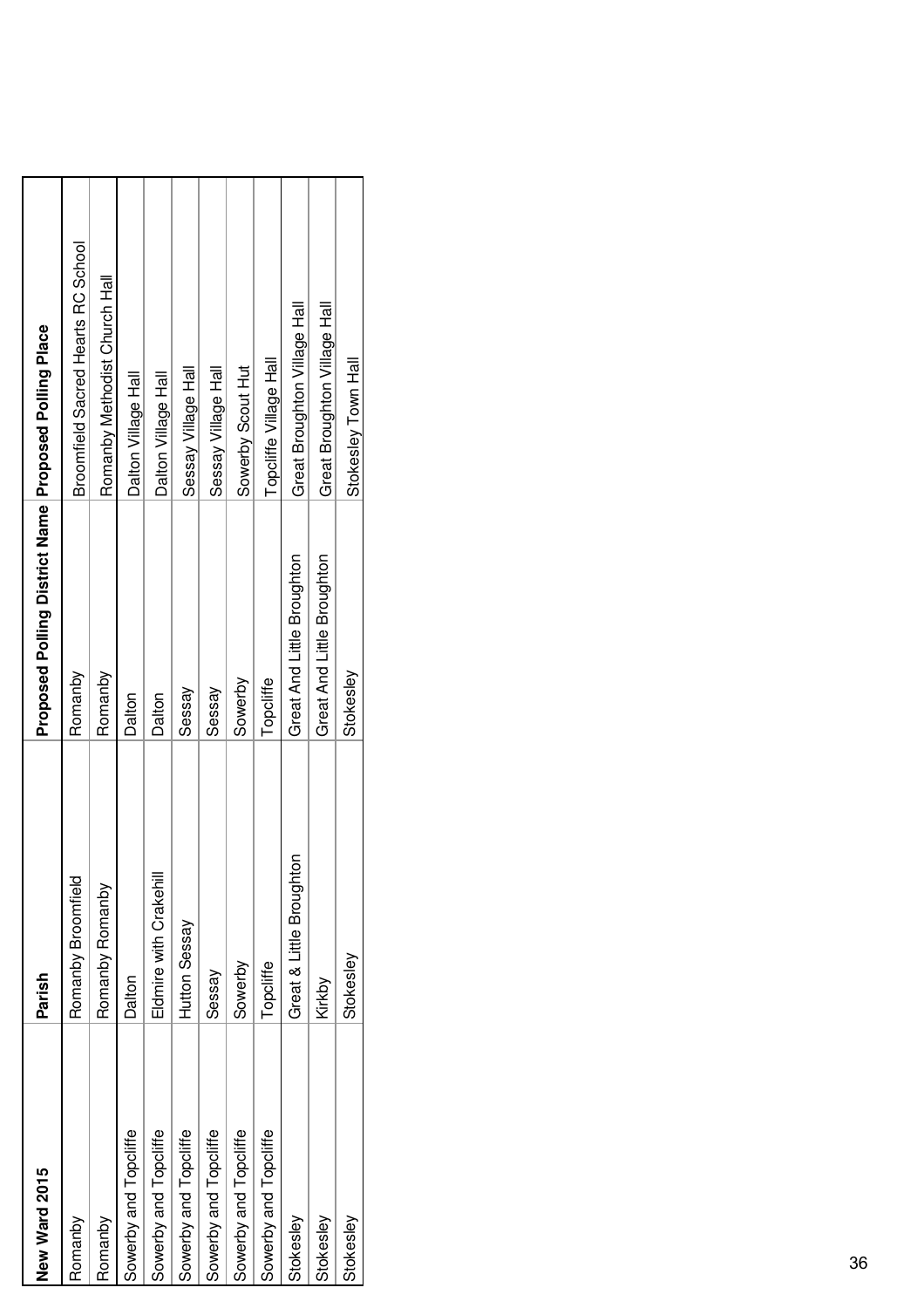| New Ward 2015 | Parish | Proposed Polling District Name | Proposed Polling Place |
|---|---|---|---|
| Romanby | Romanby Broomfield | Romanby | Broomfield Sacred Hearts RC School |
| Romanby | Romanby Romanby | Romanby | Romanby Methodist Church Hall |
| Sowerby and Topcliffe | Dalton | Dalton | Dalton Village Hall |
| Sowerby and Topcliffe | Eldmire with Crakehill | Dalton | Dalton Village Hall |
| Sowerby and Topcliffe | Hutton Sessay | Sessay | Sessay Village Hall |
| Sowerby and Topcliffe | Sessay | Sessay | Sessay Village Hall |
| Sowerby and Topcliffe | Sowerby | Sowerby | Sowerby Scout Hut |
| Sowerby and Topcliffe | Topcliffe | Topcliffe | Topcliffe Village Hall |
| Stokesley | Great & Little Broughton | Great And Little Broughton | Great Broughton Village Hall |
| Stokesley | Kirkby | Great And Little Broughton | Great Broughton Village Hall |
| Stokesley | Stokesley | Stokesley | Stokesley Town Hall |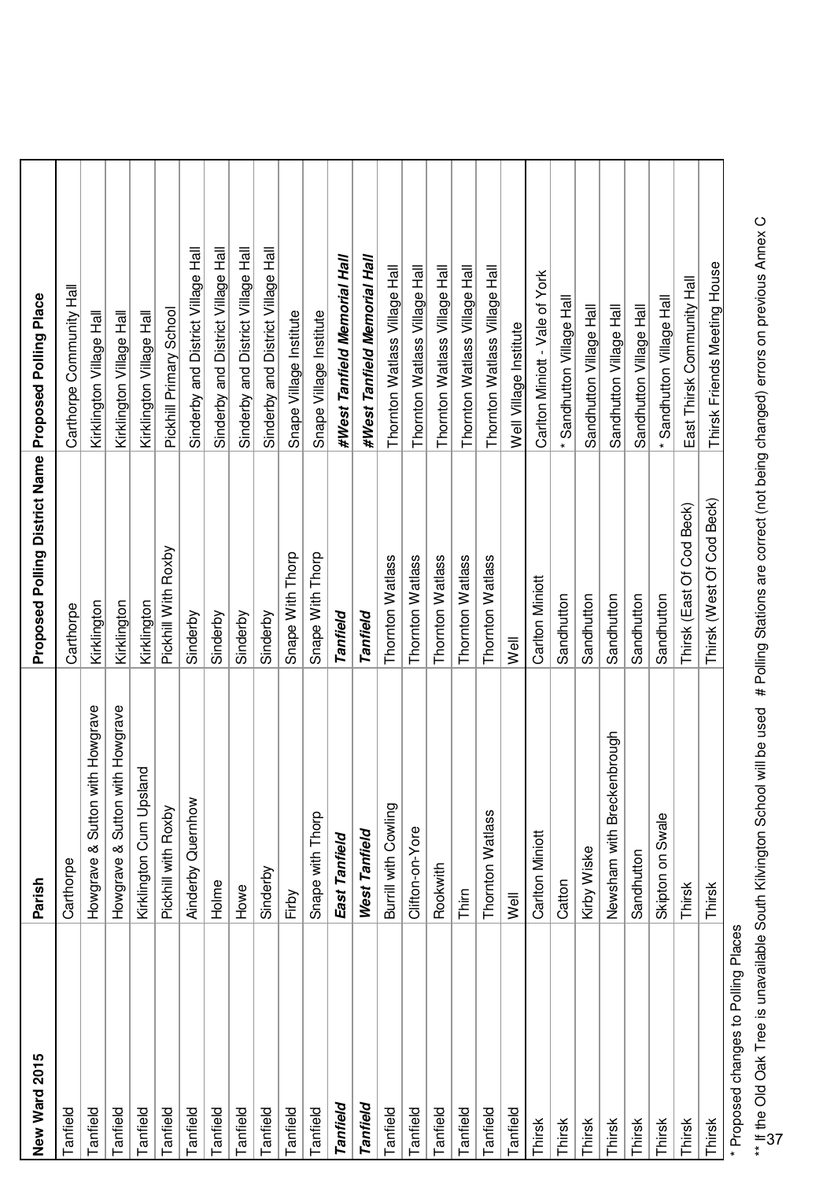| New Ward 2015 | Parish | Proposed Polling District Name | Proposed Polling Place |
|---|---|---|---|
| Tanfield | Carthorpe | Carthorpe | Carthorpe Community Hall |
| Tanfield | Howgrave & Sutton with Howgrave | Kirklington | Kirklington Village Hall |
| Tanfield | Howgrave & Sutton with Howgrave | Kirklington | Kirklington Village Hall |
| Tanfield | Kirklington Cum Upsland | Kirklington | Kirklington Village Hall |
| Tanfield | Pickhill with Roxby | Pickhill With Roxby | Pickhill Primary School |
| Tanfield | Ainderby Quernhow | Sinderby | Sinderby and District Village Hall |
| Tanfield | Holme | Sinderby | Sinderby and District Village Hall |
| Tanfield | Howe | Sinderby | Sinderby and District Village Hall |
| Tanfield | Sinderby | Sinderby | Sinderby and District Village Hall |
| Tanfield | Firby | Snape With Thorp | Snape Village Institute |
| Tanfield | Snape with Thorp | Snape With Thorp | Snape Village Institute |
| ***Tanfield*** | ***East Tanfield*** | ***Tanfield*** | ***#West Tanfield Memorial Hall*** |
| ***Tanfield*** | ***West Tanfield*** | ***Tanfield*** | ***#West Tanfield Memorial Hall*** |
| Tanfield | Burrill with Cowling | Thornton Watlass | Thornton Watlass Village Hall |
| Tanfield | Clifton-on-Yore | Thornton Watlass | Thornton Watlass Village Hall |
| Tanfield | Rookwith | Thornton Watlass | Thornton Watlass Village Hall |
| Tanfield | Thirn | Thornton Watlass | Thornton Watlass Village Hall |
| Tanfield | Thornton Watlass | Thornton Watlass | Thornton Watlass Village Hall |
| Tanfield | Well | Well | Well Village Institute |
| Thirsk | Carlton Miniott | Carlton Miniott | Carlton Miniott - Vale of York |
| Thirsk | Catton | Sandhutton | * Sandhutton Village Hall |
| Thirsk | Kirby Wiske | Sandhutton | Sandhutton Village Hall |
| Thirsk | Newsham with Breckenbrough | Sandhutton | Sandhutton Village Hall |
| Thirsk | Sandhutton | Sandhutton | Sandhutton Village Hall |
| Thirsk | Skipton on Swale | Sandhutton | * Sandhutton Village Hall |
| Thirsk | Thirsk | Thirsk (East Of Cod Beck) | East Thirsk Community Hall |
| Thirsk | Thirsk | Thirsk (West Of Cod Beck) | Thirsk Friends Meeting House |

* Proposed changes to Polling Places

** If the Old Oak Tree is unavailable South Kilvington School will be used # Polling Stations are correct (not being changed) errors on previous Annex C